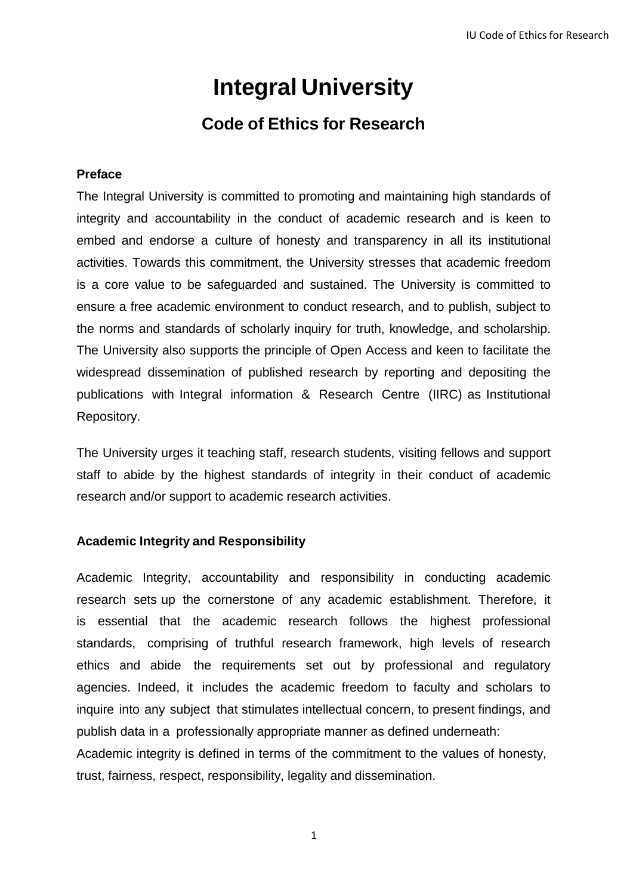# Integral University

## Code of Ethics for Research

**Preface**

The Integral University is committed to promoting and maintaining high standards of integrity and accountability in the conduct of academic research and is keen to embed and endorse a culture of honesty and transparency in all its institutional activities. Towards this commitment, the University stresses that academic freedom is a core value to be safeguarded and sustained. The University is committed to ensure a free academic environment to conduct research, and to publish, subject to the norms and standards of scholarly inquiry for truth, knowledge, and scholarship. The University also supports the principle of Open Access and keen to facilitate the widespread dissemination of published research by reporting and depositing the publications with Integral information & Research Centre (IIRC) as Institutional Repository.

The University urges it teaching staff, research students, visiting fellows and support staff to abide by the highest standards of integrity in their conduct of academic research and/or support to academic research activities.

**Academic Integrity and Responsibility**

Academic Integrity, accountability and responsibility in conducting academic research sets up the cornerstone of any academic establishment. Therefore, it is essential that the academic research follows the highest professional standards, comprising of truthful research framework, high levels of research ethics and abide the requirements set out by professional and regulatory agencies. Indeed, it includes the academic freedom to faculty and scholars to inquire into any subject that stimulates intellectual concern, to present findings, and publish data in a professionally appropriate manner as defined underneath:

Academic integrity is defined in terms of the commitment to the values of honesty, trust, fairness, respect, responsibility, legality and dissemination.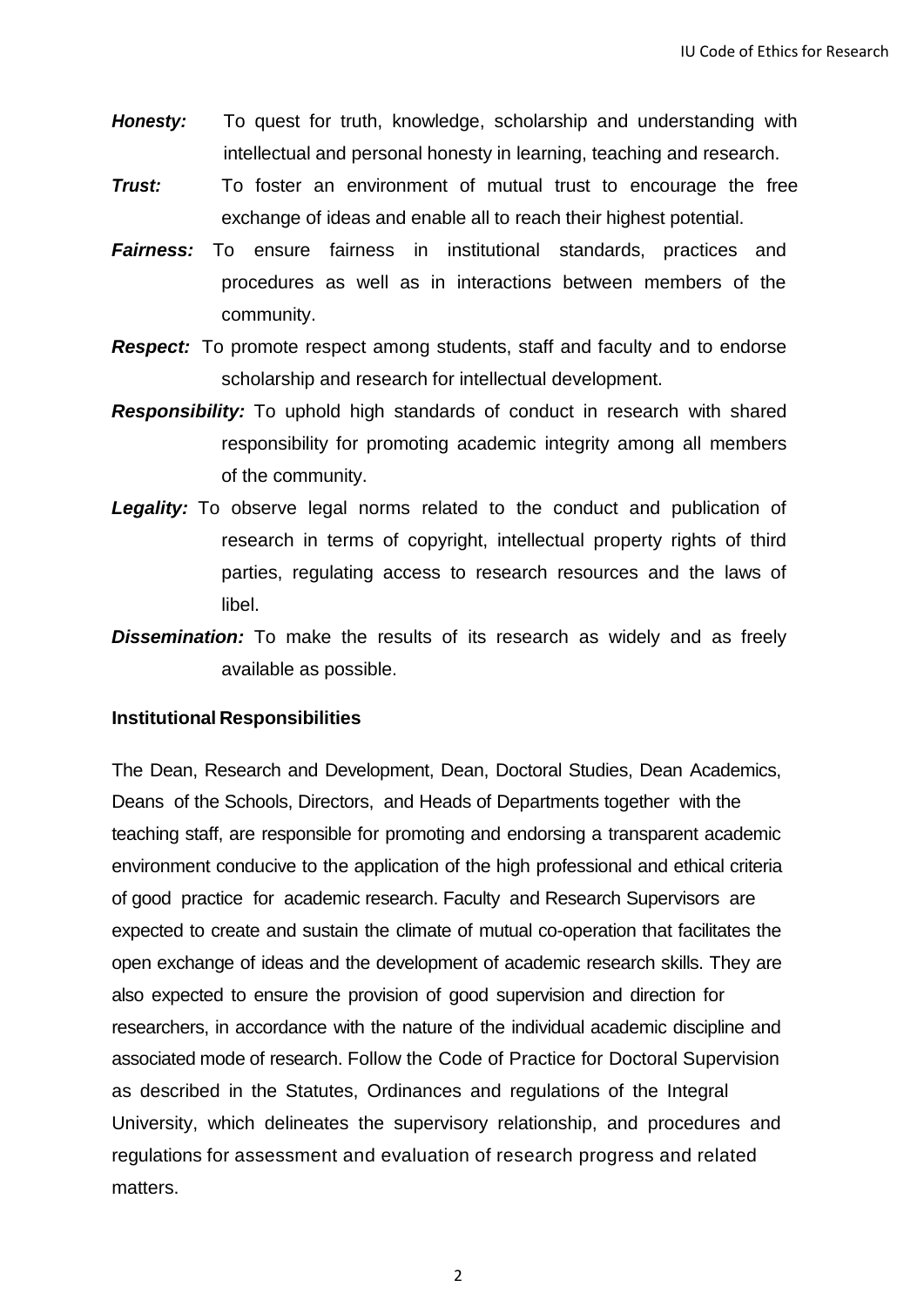***Honesty:*** To quest for truth, knowledge, scholarship and understanding with intellectual and personal honesty in learning, teaching and research.

***Trust:*** To foster an environment of mutual trust to encourage the free exchange of ideas and enable all to reach their highest potential.

***Fairness:*** To ensure fairness in institutional standards, practices and procedures as well as in interactions between members of the community.

***Respect:*** To promote respect among students, staff and faculty and to endorse scholarship and research for intellectual development.

***Responsibility:*** To uphold high standards of conduct in research with shared responsibility for promoting academic integrity among all members of the community.

***Legality:*** To observe legal norms related to the conduct and publication of research in terms of copyright, intellectual property rights of third parties, regulating access to research resources and the laws of libel.

***Dissemination:*** To make the results of its research as widely and as freely available as possible.

**Institutional Responsibilities**

The Dean, Research and Development, Dean, Doctoral Studies, Dean Academics, Deans of the Schools, Directors, and Heads of Departments together with the teaching staff, are responsible for promoting and endorsing a transparent academic environment conducive to the application of the high professional and ethical criteria of good practice for academic research. Faculty and Research Supervisors are expected to create and sustain the climate of mutual co-operation that facilitates the open exchange of ideas and the development of academic research skills. They are also expected to ensure the provision of good supervision and direction for researchers, in accordance with the nature of the individual academic discipline and associated mode of research. Follow the Code of Practice for Doctoral Supervision as described in the Statutes, Ordinances and regulations of the Integral University, which delineates the supervisory relationship, and procedures and regulations for assessment and evaluation of research progress and related matters.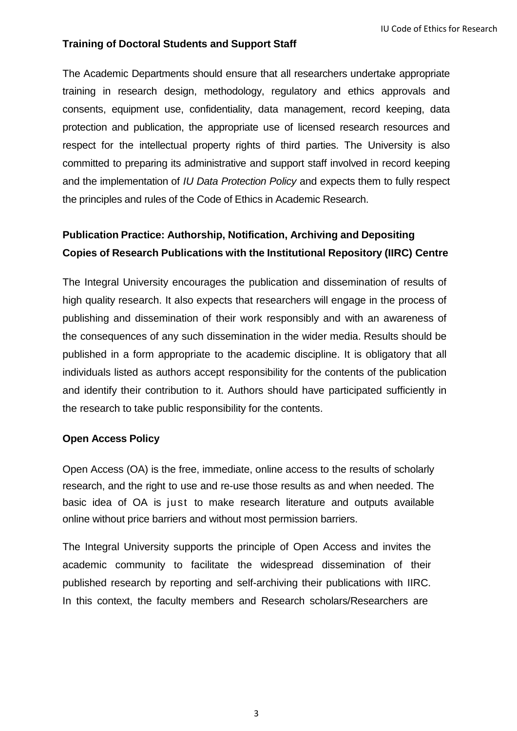### Training of Doctoral Students and Support Staff

The Academic Departments should ensure that all researchers undertake appropriate training in research design, methodology, regulatory and ethics approvals and consents, equipment use, confidentiality, data management, record keeping, data protection and publication, the appropriate use of licensed research resources and respect for the intellectual property rights of third parties. The University is also committed to preparing its administrative and support staff involved in record keeping and the implementation of *IU Data Protection Policy* and expects them to fully respect the principles and rules of the Code of Ethics in Academic Research.

### Publication Practice: Authorship, Notification, Archiving and Depositing Copies of Research Publications with the Institutional Repository (IIRC) Centre

The Integral University encourages the publication and dissemination of results of high quality research. It also expects that researchers will engage in the process of publishing and dissemination of their work responsibly and with an awareness of the consequences of any such dissemination in the wider media. Results should be published in a form appropriate to the academic discipline. It is obligatory that all individuals listed as authors accept responsibility for the contents of the publication and identify their contribution to it. Authors should have participated sufficiently in the research to take public responsibility for the contents.

### Open Access Policy

Open Access (OA) is the free, immediate, online access to the results of scholarly research, and the right to use and re-use those results as and when needed. The basic idea of OA is just to make research literature and outputs available online without price barriers and without most permission barriers.

The Integral University supports the principle of Open Access and invites the academic community to facilitate the widespread dissemination of their published research by reporting and self-archiving their publications with IIRC. In this context, the faculty members and Research scholars/Researchers are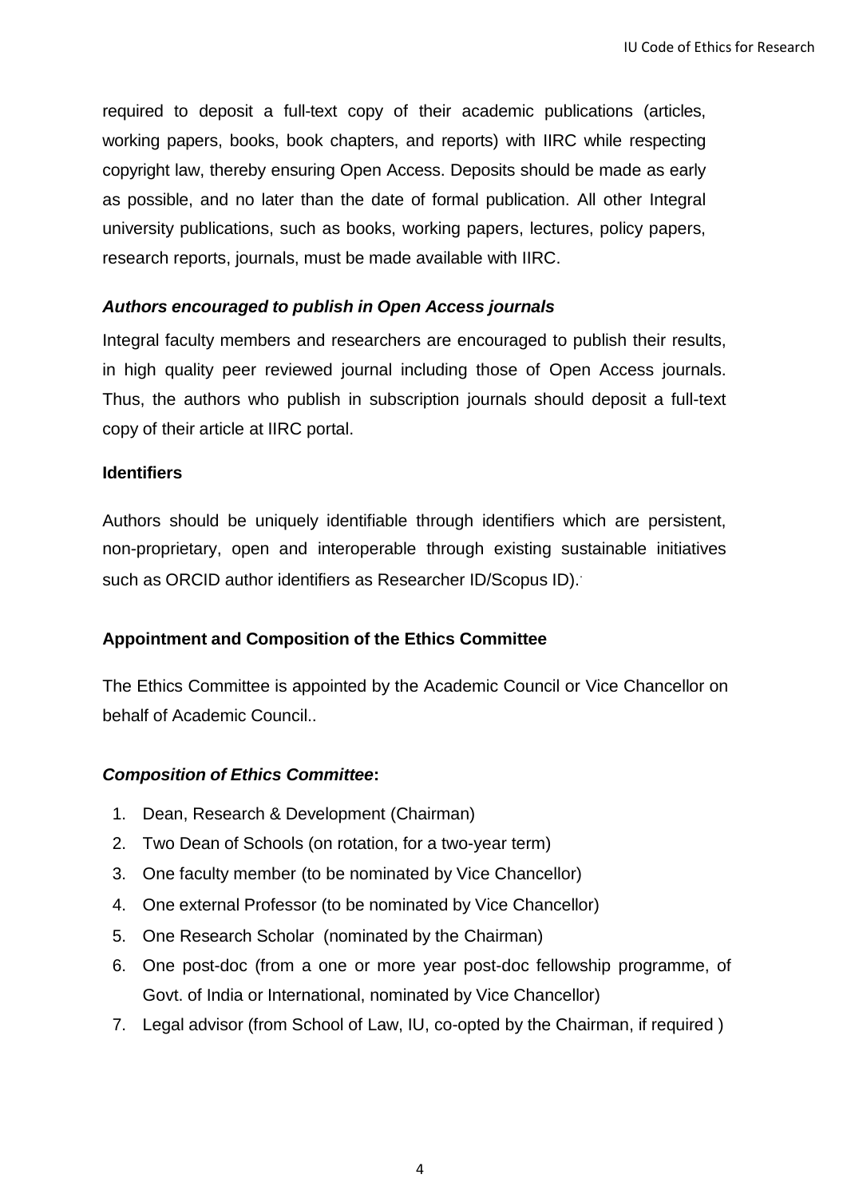required to deposit a full-text copy of their academic publications (articles, working papers, books, book chapters, and reports) with IIRC while respecting copyright law, thereby ensuring Open Access. Deposits should be made as early as possible, and no later than the date of formal publication. All other Integral university publications, such as books, working papers, lectures, policy papers, research reports, journals, must be made available with IIRC.

***Authors encouraged to publish in Open Access journals***

Integral faculty members and researchers are encouraged to publish their results, in high quality peer reviewed journal including those of Open Access journals. Thus, the authors who publish in subscription journals should deposit a full-text copy of their article at IIRC portal.

**Identifiers**

Authors should be uniquely identifiable through identifiers which are persistent, non-proprietary, open and interoperable through existing sustainable initiatives such as ORCID author identifiers as Researcher ID/Scopus ID).

**Appointment and Composition of the Ethics Committee**

The Ethics Committee is appointed by the Academic Council or Vice Chancellor on behalf of Academic Council..

***Composition of Ethics Committee*:**

1. Dean, Research & Development (Chairman)
2. Two Dean of Schools (on rotation, for a two-year term)
3. One faculty member (to be nominated by Vice Chancellor)
4. One external Professor (to be nominated by Vice Chancellor)
5. One Research Scholar (nominated by the Chairman)
6. One post-doc (from a one or more year post-doc fellowship programme, of Govt. of India or International, nominated by Vice Chancellor)
7. Legal advisor (from School of Law, IU, co-opted by the Chairman, if required )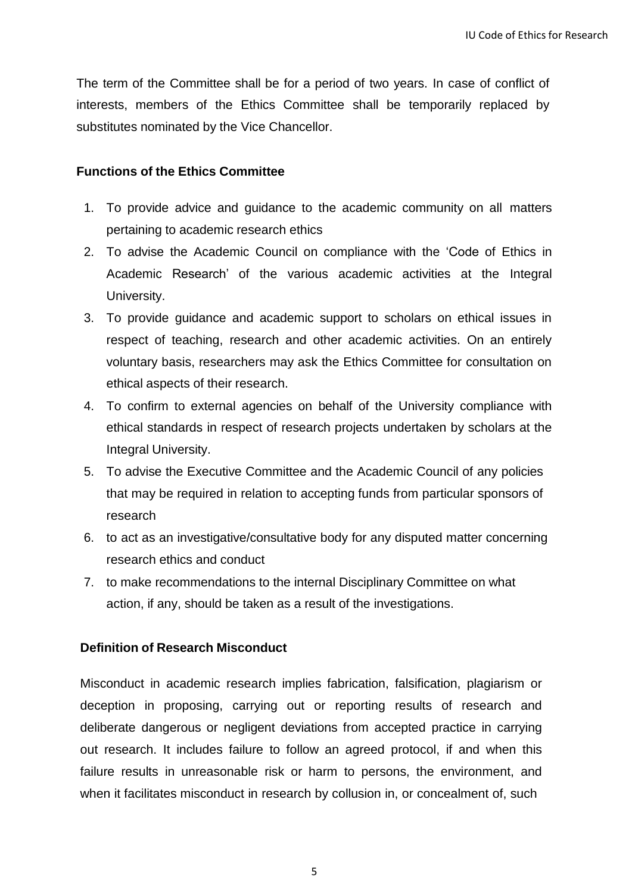The term of the Committee shall be for a period of two years. In case of conflict of interests, members of the Ethics Committee shall be temporarily replaced by substitutes nominated by the Vice Chancellor.

**Functions of the Ethics Committee**

1. To provide advice and guidance to the academic community on all matters pertaining to academic research ethics
2. To advise the Academic Council on compliance with the 'Code of Ethics in Academic Research' of the various academic activities at the Integral University.
3. To provide guidance and academic support to scholars on ethical issues in respect of teaching, research and other academic activities. On an entirely voluntary basis, researchers may ask the Ethics Committee for consultation on ethical aspects of their research.
4. To confirm to external agencies on behalf of the University compliance with ethical standards in respect of research projects undertaken by scholars at the Integral University.
5. To advise the Executive Committee and the Academic Council of any policies that may be required in relation to accepting funds from particular sponsors of research
6. to act as an investigative/consultative body for any disputed matter concerning research ethics and conduct
7. to make recommendations to the internal Disciplinary Committee on what action, if any, should be taken as a result of the investigations.

**Definition of Research Misconduct**

Misconduct in academic research implies fabrication, falsification, plagiarism or deception in proposing, carrying out or reporting results of research and deliberate dangerous or negligent deviations from accepted practice in carrying out research. It includes failure to follow an agreed protocol, if and when this failure results in unreasonable risk or harm to persons, the environment, and when it facilitates misconduct in research by collusion in, or concealment of, such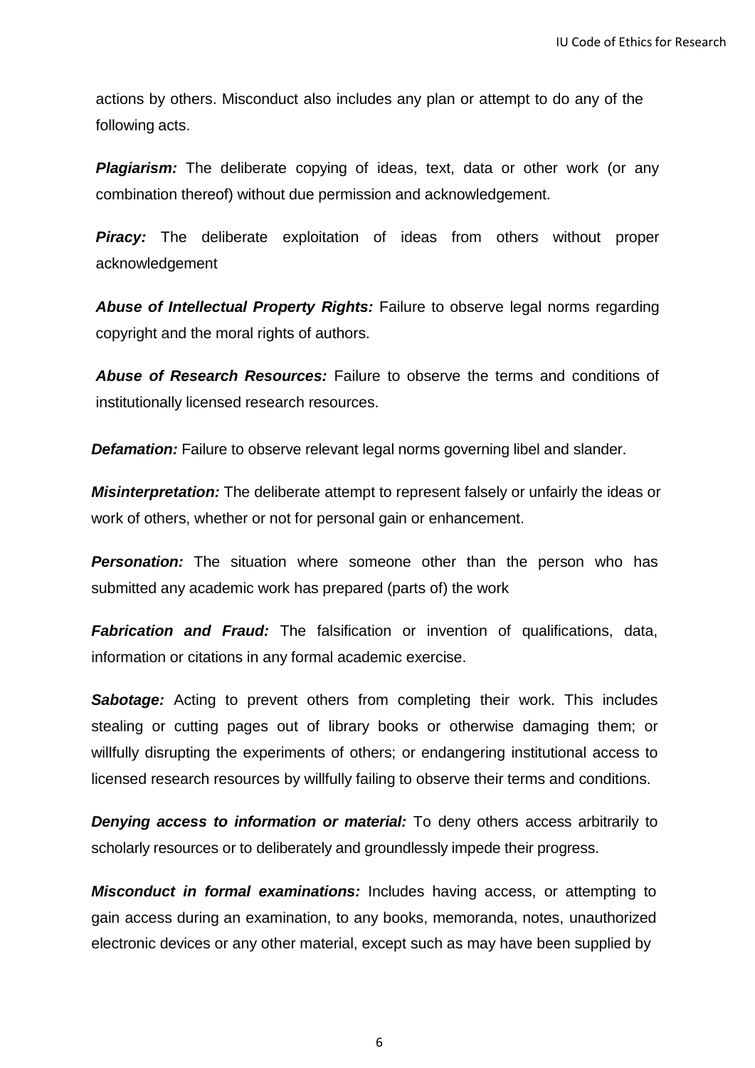actions by others. Misconduct also includes any plan or attempt to do any of the following acts.

***Plagiarism:*** The deliberate copying of ideas, text, data or other work (or any combination thereof) without due permission and acknowledgement.

***Piracy:*** The deliberate exploitation of ideas from others without proper acknowledgement

***Abuse of Intellectual Property Rights:*** Failure to observe legal norms regarding copyright and the moral rights of authors.

***Abuse of Research Resources:*** Failure to observe the terms and conditions of institutionally licensed research resources.

***Defamation:*** Failure to observe relevant legal norms governing libel and slander.

***Misinterpretation:*** The deliberate attempt to represent falsely or unfairly the ideas or work of others, whether or not for personal gain or enhancement.

***Personation:*** The situation where someone other than the person who has submitted any academic work has prepared (parts of) the work

***Fabrication and Fraud:*** The falsification or invention of qualifications, data, information or citations in any formal academic exercise.

***Sabotage:*** Acting to prevent others from completing their work. This includes stealing or cutting pages out of library books or otherwise damaging them; or willfully disrupting the experiments of others; or endangering institutional access to licensed research resources by willfully failing to observe their terms and conditions.

***Denying access to information or material:*** To deny others access arbitrarily to scholarly resources or to deliberately and groundlessly impede their progress.

***Misconduct in formal examinations:*** Includes having access, or attempting to gain access during an examination, to any books, memoranda, notes, unauthorized electronic devices or any other material, except such as may have been supplied by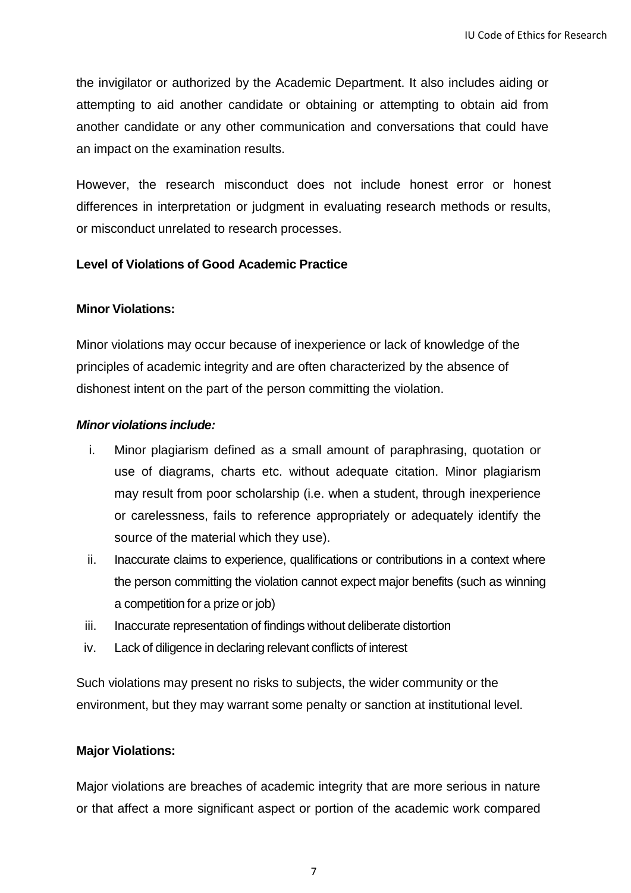the invigilator or authorized by the Academic Department. It also includes aiding or attempting to aid another candidate or obtaining or attempting to obtain aid from another candidate or any other communication and conversations that could have an impact on the examination results.

However, the research misconduct does not include honest error or honest differences in interpretation or judgment in evaluating research methods or results, or misconduct unrelated to research processes.

**Level of Violations of Good Academic Practice**

**Minor Violations:**

Minor violations may occur because of inexperience or lack of knowledge of the principles of academic integrity and are often characterized by the absence of dishonest intent on the part of the person committing the violation.

***Minor violations include:***

i. Minor plagiarism defined as a small amount of paraphrasing, quotation or use of diagrams, charts etc. without adequate citation. Minor plagiarism may result from poor scholarship (i.e. when a student, through inexperience or carelessness, fails to reference appropriately or adequately identify the source of the material which they use).
ii. Inaccurate claims to experience, qualifications or contributions in a context where the person committing the violation cannot expect major benefits (such as winning a competition for a prize or job)
iii. Inaccurate representation of findings without deliberate distortion
iv. Lack of diligence in declaring relevant conflicts of interest

Such violations may present no risks to subjects, the wider community or the environment, but they may warrant some penalty or sanction at institutional level.

**Major Violations:**

Major violations are breaches of academic integrity that are more serious in nature or that affect a more significant aspect or portion of the academic work compared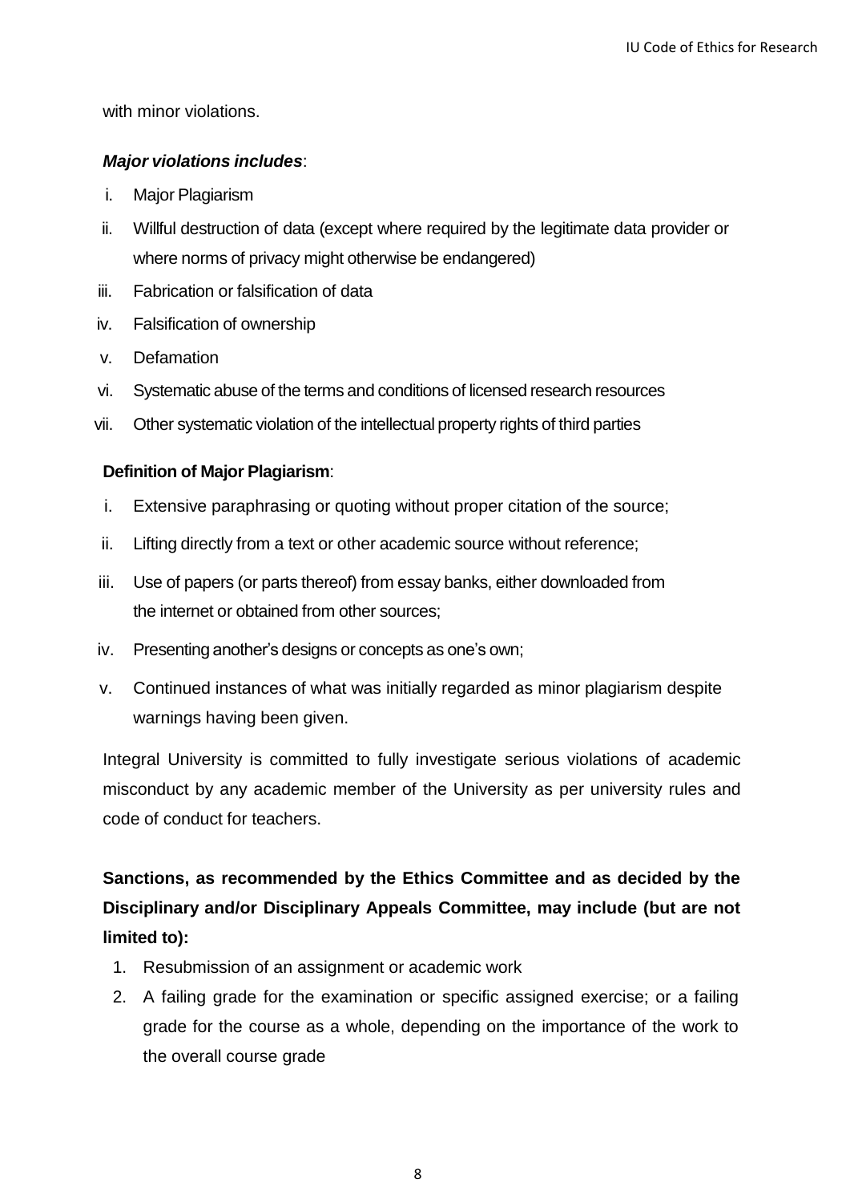with minor violations.

***Major violations includes***:

1. Major Plagiarism
2. Willful destruction of data (except where required by the legitimate data provider or where norms of privacy might otherwise be endangered)
3. Fabrication or falsification of data
4. Falsification of ownership
5. Defamation
6. Systematic abuse of the terms and conditions of licensed research resources
7. Other systematic violation of the intellectual property rights of third parties

**Definition of Major Plagiarism**:

1. Extensive paraphrasing or quoting without proper citation of the source;
2. Lifting directly from a text or other academic source without reference;
3. Use of papers (or parts thereof) from essay banks, either downloaded from the internet or obtained from other sources;
4. Presenting another's designs or concepts as one's own;
5. Continued instances of what was initially regarded as minor plagiarism despite warnings having been given.

Integral University is committed to fully investigate serious violations of academic misconduct by any academic member of the University as per university rules and code of conduct for teachers.

**Sanctions, as recommended by the Ethics Committee and as decided by the Disciplinary and/or Disciplinary Appeals Committee, may include (but are not limited to):**

1. Resubmission of an assignment or academic work
2. A failing grade for the examination or specific assigned exercise; or a failing grade for the course as a whole, depending on the importance of the work to the overall course grade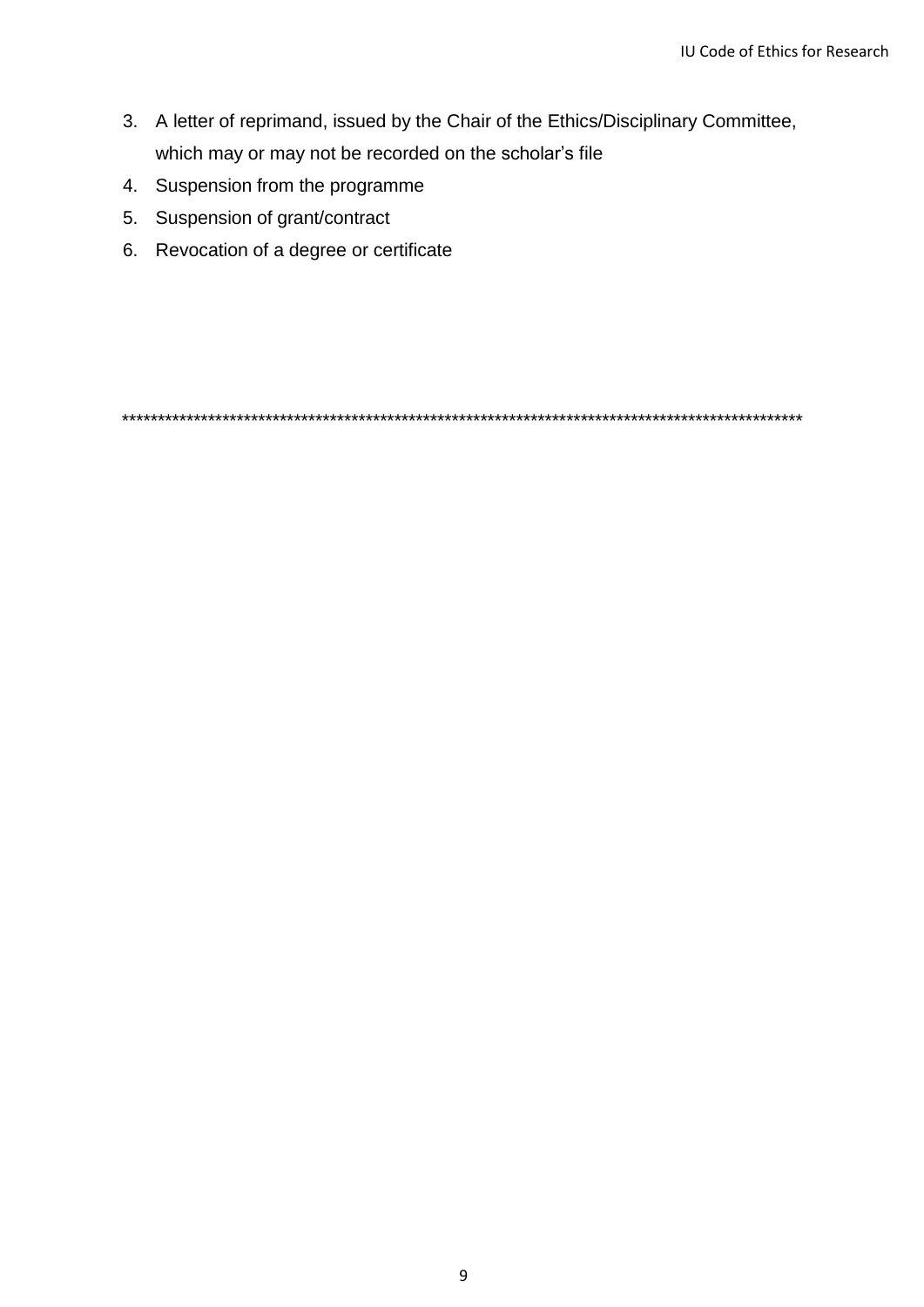3. A letter of reprimand, issued by the Chair of the Ethics/Disciplinary Committee, which may or may not be recorded on the scholar's file
4. Suspension from the programme
5. Suspension of grant/contract
6. Revocation of a degree or certificate

***************************************************************************************************